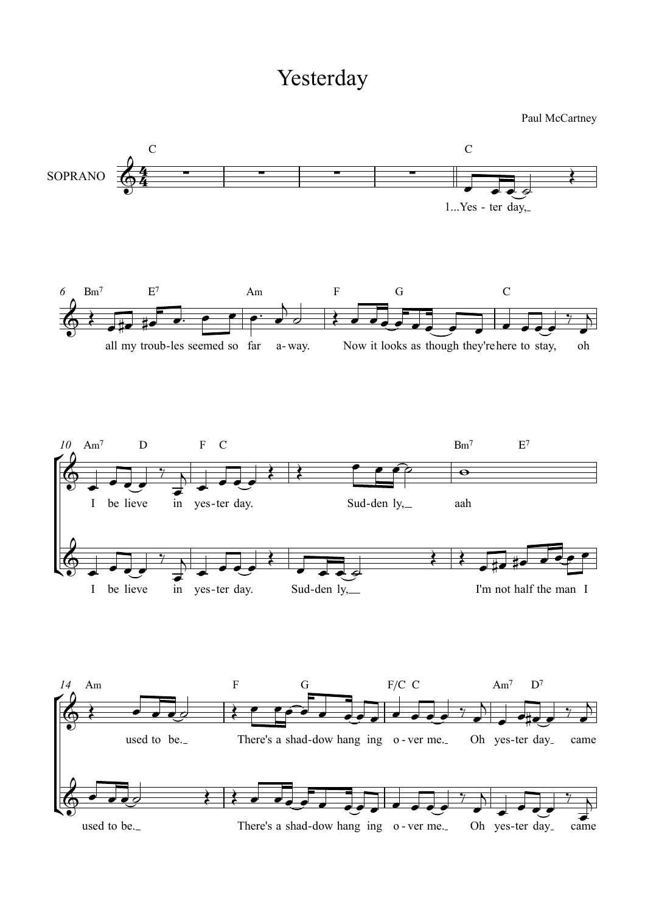# Yesterday

Paul McCartney

SOPRANO

C — C

1...Yes - ter day,

Bm7 E7 Am F G C

all my troub-les seemed so far a-way. Now it looks as though they're here to stay, oh

Am7 D F C Bm7 E7

I be lieve in yes-ter day. Sud-den ly, aah

I be lieve in yes-ter day. Sud-den ly, I'm not half the man I

Am F G F/C C Am7 D7

used to be. There's a shad-dow hang ing o - ver me. Oh yes-ter day came

used to be. There's a shad-dow hang ing o - ver me. Oh yes-ter day came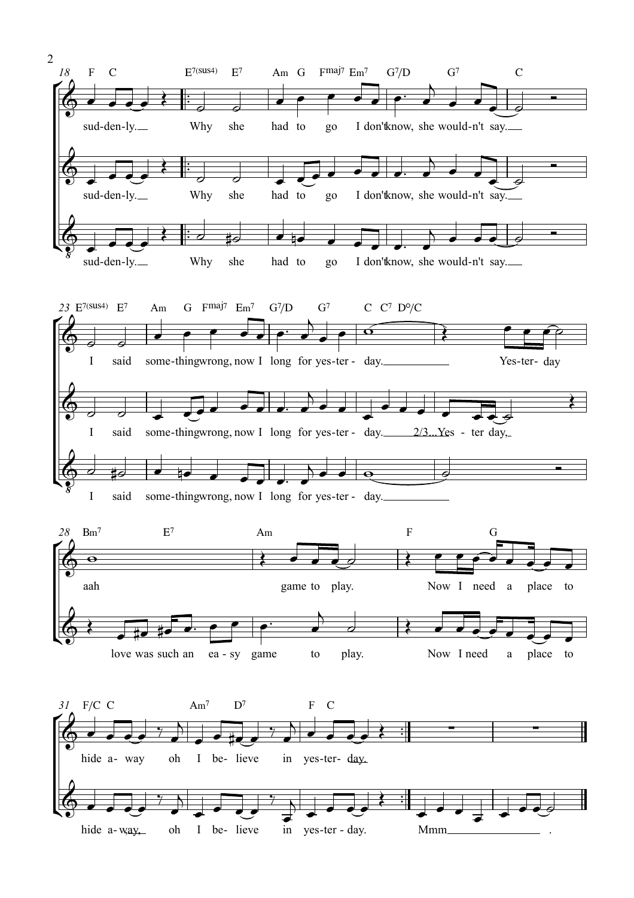18 F C E7(sus4) E7 Am G Fmaj7 Em7 G7/D G7 C

sud-den-ly. Why she had to go I don't know, she would-n't say.

sud-den-ly. Why she had to go I don't know, she would-n't say.

sud-den-ly. Why she had to go I don't know, she would-n't say.

23 E7(sus4) E7 Am G Fmaj7 Em7 G7/D G7 C C7 D°/C

I said some-thing wrong, now I long for yes-ter - day. Yes-ter- day

I said some-thing wrong, now I long for yes-ter - day. 2/3...Yes - ter day,

I said some-thing wrong, now I long for yes-ter - day.

28 Bm7 E7 Am F G

aah game to play. Now I need a place to

love was such an ea - sy game to play. Now I need a place to

31 F/C C Am7 D7 F C

hide a- way oh I be- lieve in yes-ter- day.

hide a- way, oh I be- lieve in yes-ter - day. Mmm .